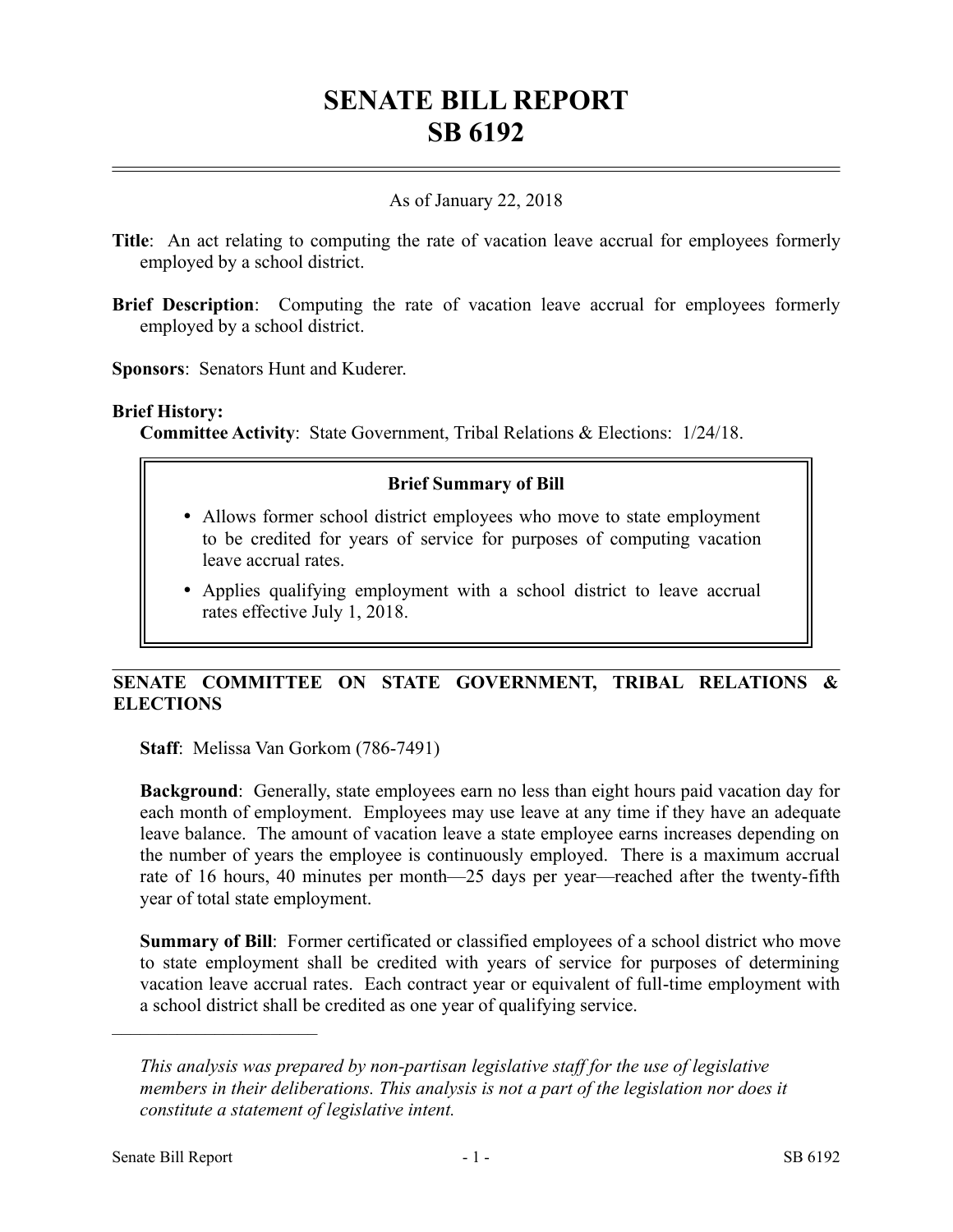# SENATE BILL REPORT
# SB 6192

As of January 22, 2018

**Title**: An act relating to computing the rate of vacation leave accrual for employees formerly employed by a school district.

**Brief Description**: Computing the rate of vacation leave accrual for employees formerly employed by a school district.

**Sponsors**: Senators Hunt and Kuderer.

**Brief History:**

**Committee Activity**: State Government, Tribal Relations & Elections: 1/24/18.

**Brief Summary of Bill**

- Allows former school district employees who move to state employment to be credited for years of service for purposes of computing vacation leave accrual rates.
- Applies qualifying employment with a school district to leave accrual rates effective July 1, 2018.

## SENATE COMMITTEE ON STATE GOVERNMENT, TRIBAL RELATIONS & ELECTIONS

**Staff**: Melissa Van Gorkom (786-7491)

**Background**: Generally, state employees earn no less than eight hours paid vacation day for each month of employment. Employees may use leave at any time if they have an adequate leave balance. The amount of vacation leave a state employee earns increases depending on the number of years the employee is continuously employed. There is a maximum accrual rate of 16 hours, 40 minutes per month—25 days per year—reached after the twenty-fifth year of total state employment.

**Summary of Bill**: Former certificated or classified employees of a school district who move to state employment shall be credited with years of service for purposes of determining vacation leave accrual rates. Each contract year or equivalent of full-time employment with a school district shall be credited as one year of qualifying service.

---

*This analysis was prepared by non-partisan legislative staff for the use of legislative members in their deliberations. This analysis is not a part of the legislation nor does it constitute a statement of legislative intent.*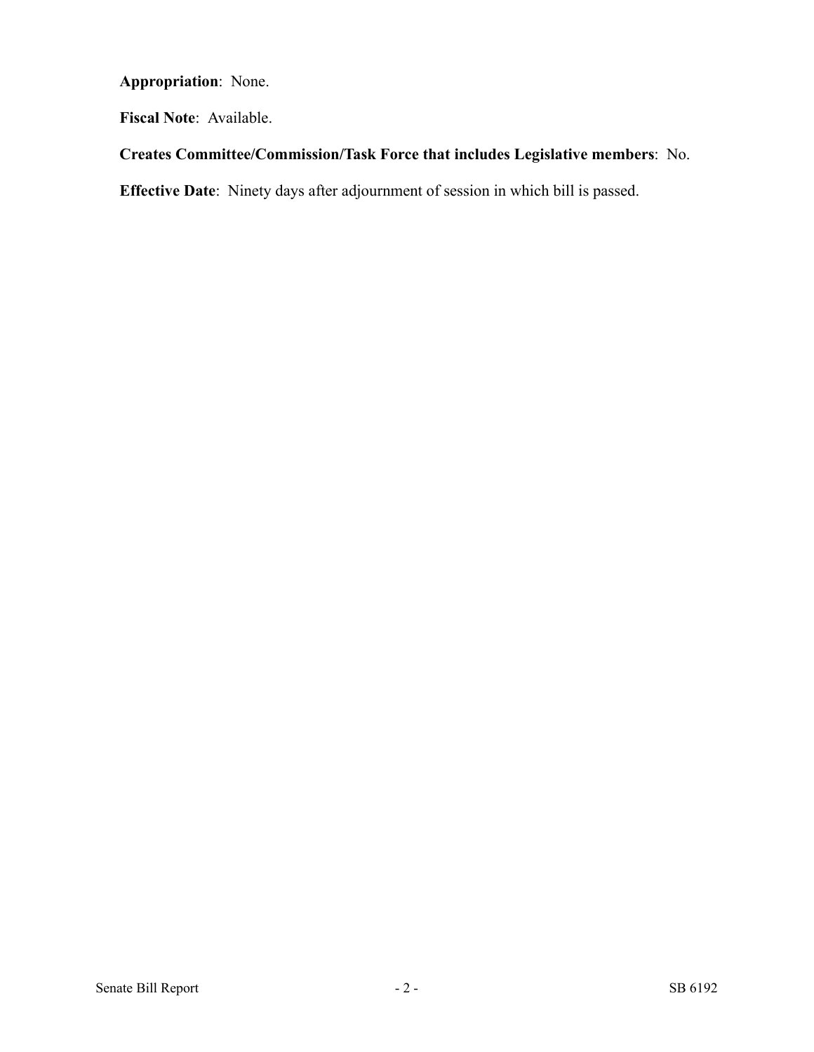**Appropriation**: None.

**Fiscal Note**: Available.

**Creates Committee/Commission/Task Force that includes Legislative members**: No.

**Effective Date**: Ninety days after adjournment of session in which bill is passed.